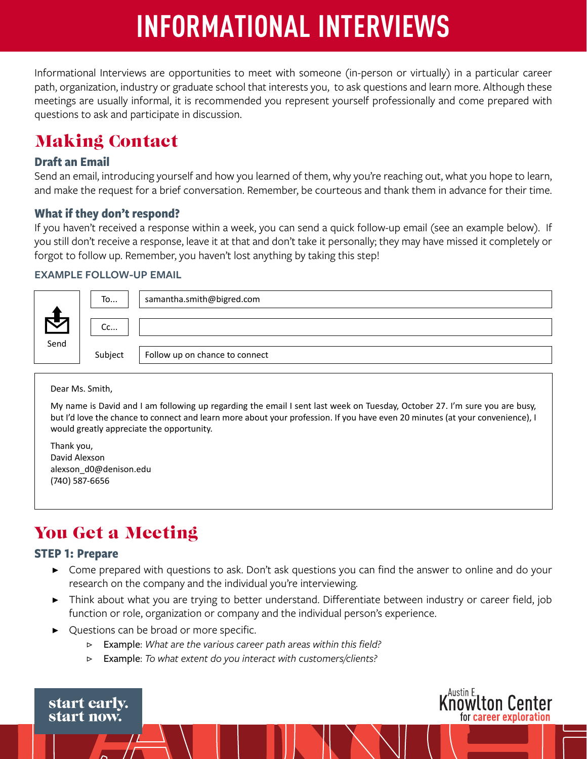# INFORMATIONAL INTERVIEWS

Informational Interviews are opportunities to meet with someone (in-person or virtually) in a particular career path, organization, industry or graduate school that interests you, to ask questions and learn more. Although these meetings are usually informal, it is recommended you represent yourself professionally and come prepared with questions to ask and participate in discussion.

## Making Contact

### Draft an Email

Send an email, introducing yourself and how you learned of them, why you're reaching out, what you hope to learn, and make the request for a brief conversation. Remember, be courteous and thank them in advance for their time.

### What if they don't respond?

If you haven't received a response within a week, you can send a quick follow-up email (see an example below). If you still don't receive a response, leave it at that and don't take it personally; they may have missed it completely or forgot to follow up. Remember, you haven't lost anything by taking this step!

#### EXAMPLE FOLLOW-UP EMAIL

Send

To... samantha.smith@bigred.com

Cc...

Subject: Follow up on chance to connect

Dear Ms. Smith,

My name is David and I am following up regarding the email I sent last week on Tuesday, October 27. I'm sure you are busy, but I'd love the chance to connect and learn more about your profession. If you have even 20 minutes (at your convenience), I would greatly appreciate the opportunity.

Thank you,
David Alexson
alexson_d0@denison.edu
(740) 587-6656

## You Get a Meeting

### STEP 1: Prepare

- Come prepared with questions to ask. Don't ask questions you can find the answer to online and do your research on the company and the individual you're interviewing.
- Think about what you are trying to better understand. Differentiate between industry or career field, job function or role, organization or company and the individual person's experience.
- Questions can be broad or more specific.
  - Example: *What are the various career path areas within this field?*
  - Example: *To what extent do you interact with customers/clients?*

start early.
start now.

Austin E. Knowlton Center for career exploration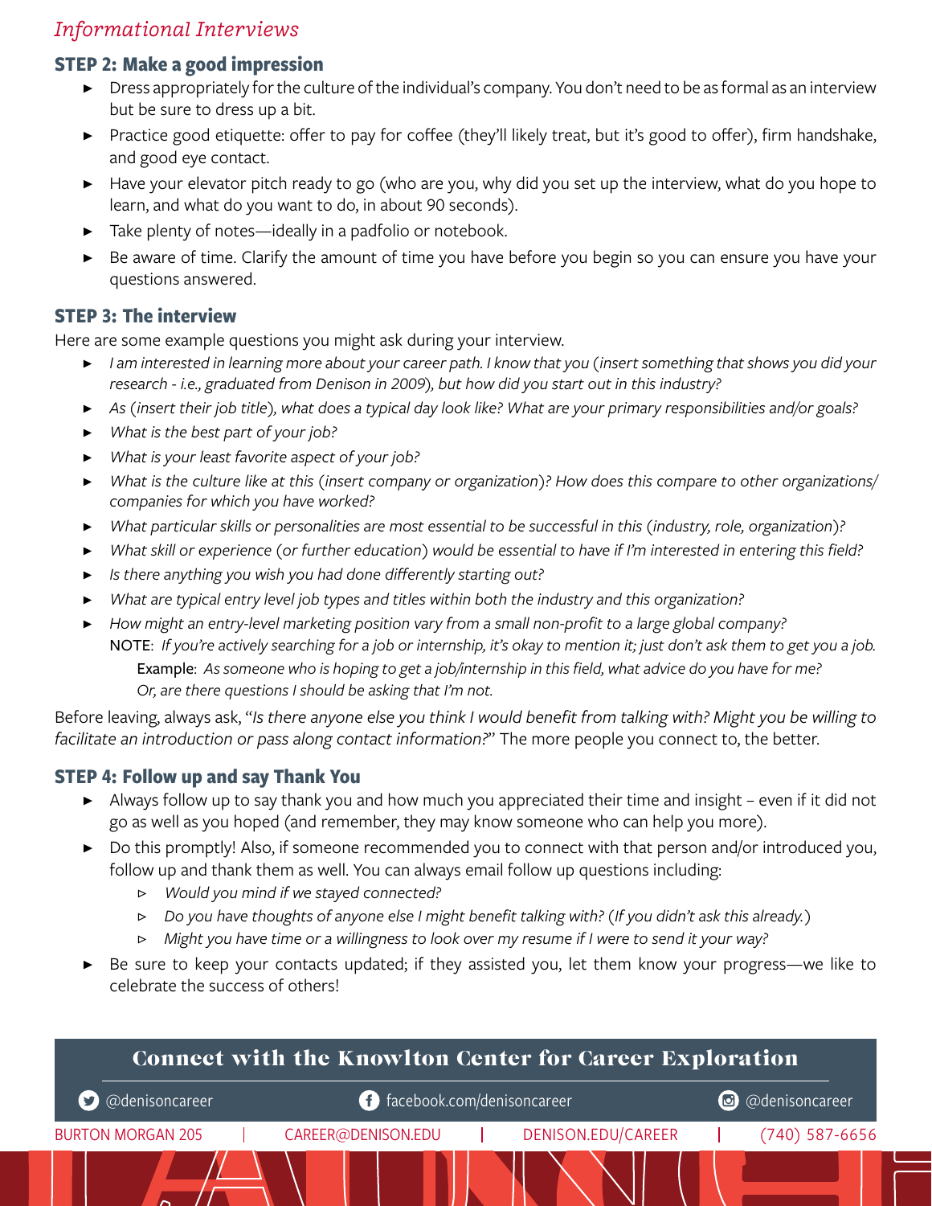*Informational Interviews*

### STEP 2: Make a good impression

- Dress appropriately for the culture of the individual's company. You don't need to be as formal as an interview but be sure to dress up a bit.
- Practice good etiquette: offer to pay for coffee (they'll likely treat, but it's good to offer), firm handshake, and good eye contact.
- Have your elevator pitch ready to go (who are you, why did you set up the interview, what do you hope to learn, and what do you want to do, in about 90 seconds).
- Take plenty of notes—ideally in a padfolio or notebook.
- Be aware of time. Clarify the amount of time you have before you begin so you can ensure you have your questions answered.

### STEP 3: The interview

Here are some example questions you might ask during your interview.

- *I am interested in learning more about your career path. I know that you* (*insert something that shows you did your research - i.e., graduated from Denison in 2009*)*, but how did you start out in this industry?*
- *As* (*insert their job title*)*, what does a typical day look like? What are your primary responsibilities and/or goals?*
- *What is the best part of your job?*
- *What is your least favorite aspect of your job?*
- *What is the culture like at this* (*insert company or organization*)*? How does this compare to other organizations/ companies for which you have worked?*
- *What particular skills or personalities are most essential to be successful in this* (*industry, role, organization*)*?*
- *What skill or experience* (*or further education*) *would be essential to have if I'm interested in entering this field?*
- *Is there anything you wish you had done differently starting out?*
- *What are typical entry level job types and titles within both the industry and this organization?*
- *How might an entry-level marketing position vary from a small non-profit to a large global company?*

  NOTE: *If you're actively searching for a job or internship, it's okay to mention it; just don't ask them to get you a job.*

  Example: *As someone who is hoping to get a job/internship in this field, what advice do you have for me? Or, are there questions I should be asking that I'm not.*

Before leaving, always ask, "*Is there anyone else you think I would benefit from talking with? Might you be willing to facilitate an introduction or pass along contact information?*" The more people you connect to, the better.

### STEP 4: Follow up and say Thank You

- Always follow up to say thank you and how much you appreciated their time and insight – even if it did not go as well as you hoped (and remember, they may know someone who can help you more).
- Do this promptly! Also, if someone recommended you to connect with that person and/or introduced you, follow up and thank them as well. You can always email follow up questions including:
  - *Would you mind if we stayed connected?*
  - *Do you have thoughts of anyone else I might benefit talking with?* (*If you didn't ask this already.*)
  - *Might you have time or a willingness to look over my resume if I were to send it your way?*
- Be sure to keep your contacts updated; if they assisted you, let them know your progress—we like to celebrate the success of others!

**Connect with the Knowlton Center for Career Exploration**

@denisoncareer | facebook.com/denisoncareer | @denisoncareer

BURTON MORGAN 205 | CAREER@DENISON.EDU | DENISON.EDU/CAREER | (740) 587-6656